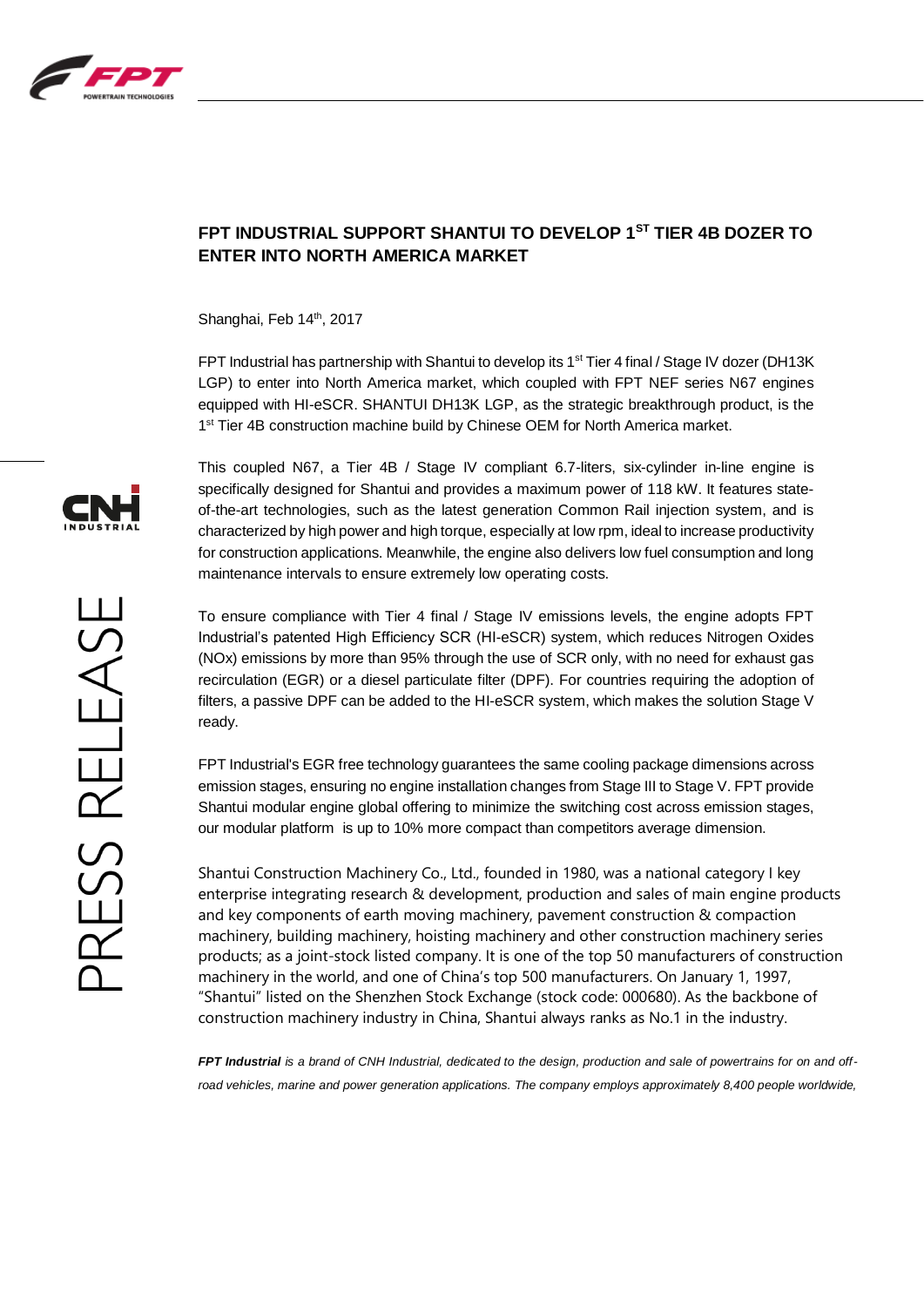# FPT INDUSTRIAL SUPPORT SHANTUI TO DEVELOP 1ST TIER 4B DOZER TO ENTER INTO NORTH AMERICA MARKET

Shanghai, Feb 14th, 2017

FPT Industrial has partnership with Shantui to develop its 1st Tier 4 final / Stage IV dozer (DH13K LGP) to enter into North America market, which coupled with FPT NEF series N67 engines equipped with HI-eSCR. SHANTUI DH13K LGP, as the strategic breakthrough product, is the 1st Tier 4B construction machine build by Chinese OEM for North America market.

This coupled N67, a Tier 4B / Stage IV compliant 6.7-liters, six-cylinder in-line engine is specifically designed for Shantui and provides a maximum power of 118 kW. It features state-of-the-art technologies, such as the latest generation Common Rail injection system, and is characterized by high power and high torque, especially at low rpm, ideal to increase productivity for construction applications. Meanwhile, the engine also delivers low fuel consumption and long maintenance intervals to ensure extremely low operating costs.

To ensure compliance with Tier 4 final / Stage IV emissions levels, the engine adopts FPT Industrial's patented High Efficiency SCR (HI-eSCR) system, which reduces Nitrogen Oxides (NOx) emissions by more than 95% through the use of SCR only, with no need for exhaust gas recirculation (EGR) or a diesel particulate filter (DPF). For countries requiring the adoption of filters, a passive DPF can be added to the HI-eSCR system, which makes the solution Stage V ready.

FPT Industrial's EGR free technology guarantees the same cooling package dimensions across emission stages, ensuring no engine installation changes from Stage III to Stage V. FPT provide Shantui modular engine global offering to minimize the switching cost across emission stages, our modular platform is up to 10% more compact than competitors average dimension.

Shantui Construction Machinery Co., Ltd., founded in 1980, was a national category I key enterprise integrating research & development, production and sales of main engine products and key components of earth moving machinery, pavement construction & compaction machinery, building machinery, hoisting machinery and other construction machinery series products; as a joint-stock listed company. It is one of the top 50 manufacturers of construction machinery in the world, and one of China's top 500 manufacturers. On January 1, 1997, "Shantui" listed on the Shenzhen Stock Exchange (stock code: 000680). As the backbone of construction machinery industry in China, Shantui always ranks as No.1 in the industry.

***FPT Industrial*** *is a brand of CNH Industrial, dedicated to the design, production and sale of powertrains for on and off-road vehicles, marine and power generation applications. The company employs approximately 8,400 people worldwide,*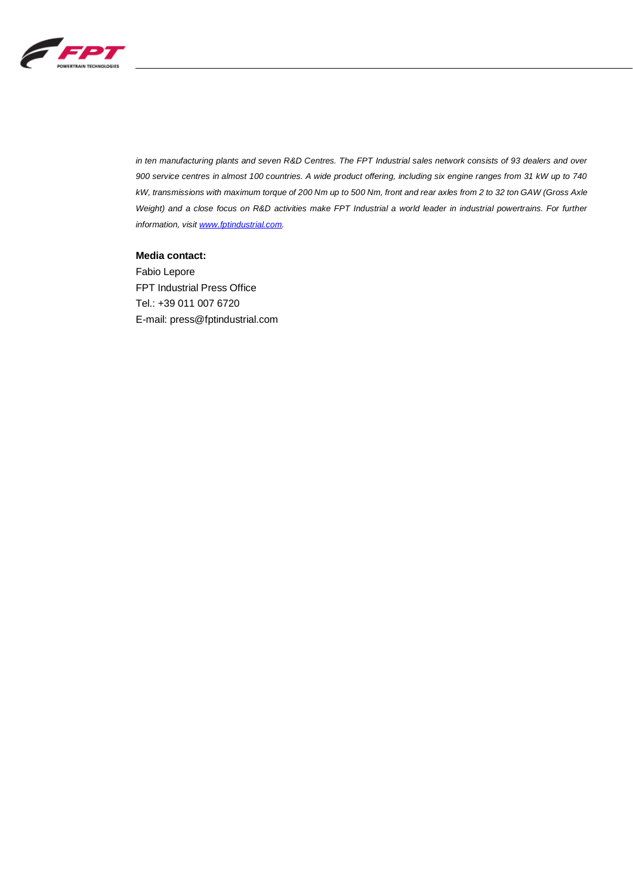*in ten manufacturing plants and seven R&D Centres. The FPT Industrial sales network consists of 93 dealers and over 900 service centres in almost 100 countries. A wide product offering, including six engine ranges from 31 kW up to 740 kW, transmissions with maximum torque of 200 Nm up to 500 Nm, front and rear axles from 2 to 32 ton GAW (Gross Axle Weight) and a close focus on R&D activities make FPT Industrial a world leader in industrial powertrains. For further information, visit [www.fptindustrial.com](http://www.fptindustrial.com).*

**Media contact:**
Fabio Lepore
FPT Industrial Press Office
Tel.: +39 011 007 6720
E-mail: press@fptindustrial.com